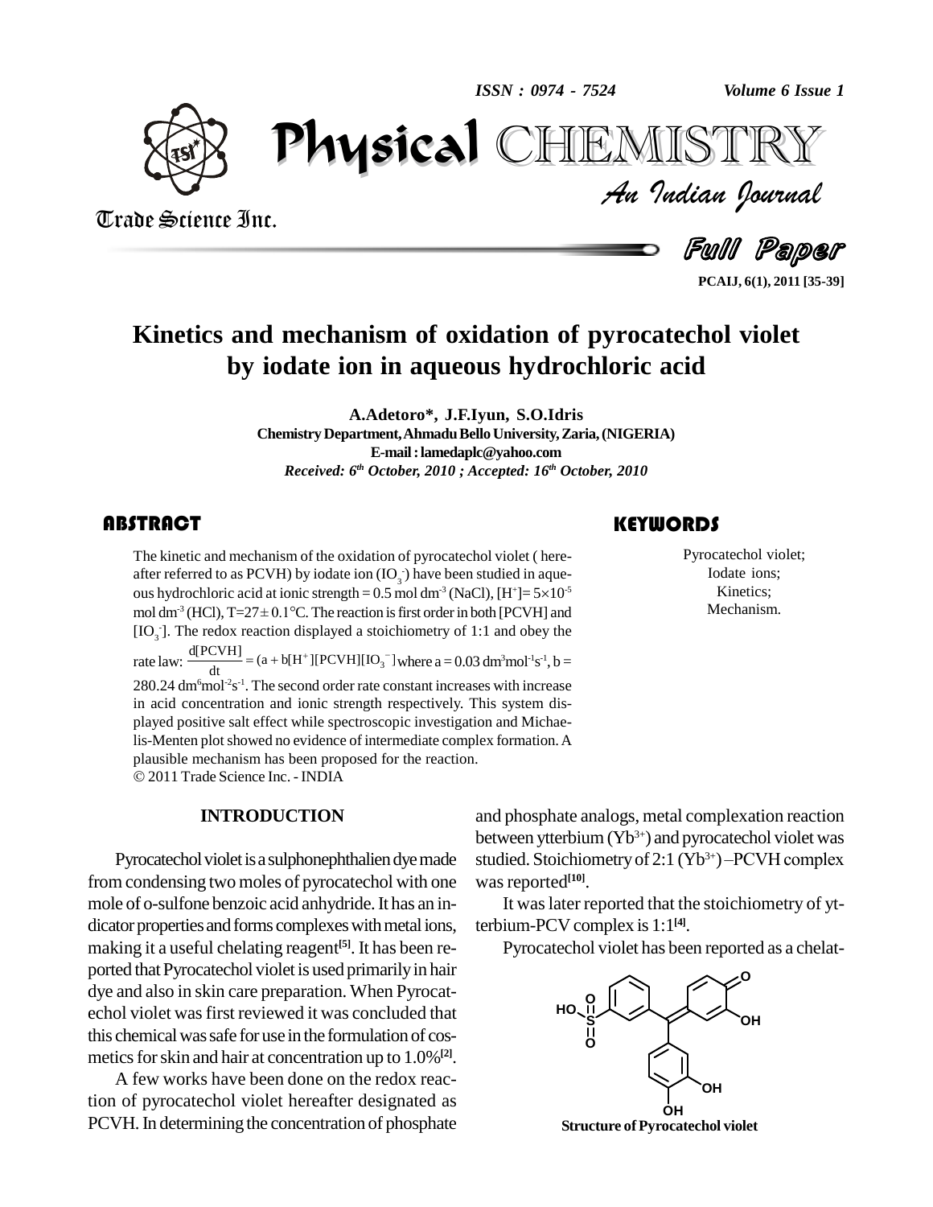# Kinetics and mechanism of oxidation of pyrocatechol violet by iodate ion in aqueous hydrochloric acid

**A.Adetoro\*, J.F.Iyun, S.O.Idris**

**Chemistry Department, Ahmadu Bello University, Zaria, (NIGERIA)**

**E-mail : lamedaplc@yahoo.com**

*Received: 6th October, 2010 ; Accepted: 16th October, 2010*

## ABSTRACT

The kinetic and mechanism of the oxidation of pyrocatechol violet ( hereafter referred to as PCVH) by iodate ion ($IO_3^-$) have been studied in aqueous hydrochloric acid at ionic strength = 0.5 mol dm$^{-3}$ (NaCl), $[H^+]= 5\times10^{-5}$ mol dm$^{-3}$ (HCl), T=27$\pm$ 0.1°C. The reaction is first order in both [PCVH] and [$IO_3^-$]. The redox reaction displayed a stoichiometry of 1:1 and obey the rate law: $\frac{d[PCVH]}{dt} = (a + b[H^+][PCVH][IO_3^-]$ where a = 0.03 dm$^3$mol$^{-1}$s$^{-1}$, b = 280.24 dm$^6$mol$^{-2}$s$^{-1}$. The second order rate constant increases with increase in acid concentration and ionic strength respectively. This system displayed positive salt effect while spectroscopic investigation and Michaelis-Menten plot showed no evidence of intermediate complex formation. A plausible mechanism has been proposed for the reaction.

© 2011 Trade Science Inc. - INDIA

## KEYWORDS

Pyrocatechol violet;
Iodate ions;
Kinetics;
Mechanism.

## INTRODUCTION

Pyrocatechol violet is a sulphonephthalien dye made from condensing two moles of pyrocatechol with one mole of o-sulfone benzoic acid anhydride. It has an indicator properties and forms complexes with metal ions, making it a useful chelating reagent[5]. It has been reported that Pyrocatechol violet is used primarily in hair dye and also in skin care preparation. When Pyrocatechol violet was first reviewed it was concluded that this chemical was safe for use in the formulation of cosmetics for skin and hair at concentration up to 1.0%[2].

A few works have been done on the redox reaction of pyrocatechol violet hereafter designated as PCVH. In determining the concentration of phosphate and phosphate analogs, metal complexation reaction between ytterbium ($Yb^{3+}$) and pyrocatechol violet was studied. Stoichiometry of 2:1 ($Yb^{3+}$)–PCVH complex was reported[10].

It was later reported that the stoichiometry of ytterbium-PCV complex is 1:1[4].

Pyrocatechol violet has been reported as a chelat-

**Structure of Pyrocatechol violet**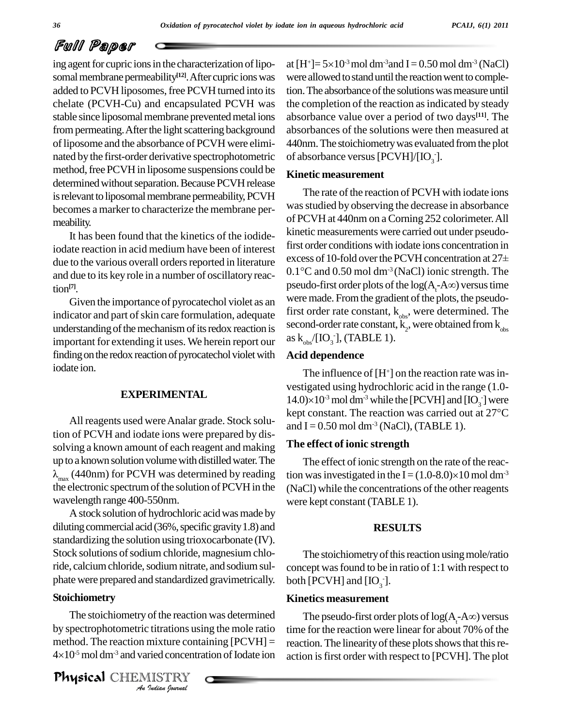ing agent for cupric ions in the characterization of liposomal membrane permeability[12]. After cupric ions was added to PCVH liposomes, free PCVH turned into its chelate (PCVH-Cu) and encapsulated PCVH was stable since liposomal membrane prevented metal ions from permeating. After the light scattering background of liposome and the absorbance of PCVH were eliminated by the first-order derivative spectrophotometric method, free PCVH in liposome suspensions could be determined without separation. Because PCVH release is relevant to liposomal membrane permeability, PCVH becomes a marker to characterize the membrane permeability.

It has been found that the kinetics of the iodide-iodate reaction in acid medium have been of interest due to the various overall orders reported in literature and due to its key role in a number of oscillatory reaction[7].

Given the importance of pyrocatechol violet as an indicator and part of skin care formulation, adequate understanding of the mechanism of its redox reaction is important for extending it uses. We herein report our finding on the redox reaction of pyrocatechol violet with iodate ion.

## EXPERIMENTAL

All reagents used were Analar grade. Stock solution of PCVH and iodate ions were prepared by dissolving a known amount of each reagent and making up to a known solution volume with distilled water. The $\lambda_{max}$ (440nm) for PCVH was determined by reading the electronic spectrum of the solution of PCVH in the wavelength range 400-550nm.

A stock solution of hydrochloric acid was made by diluting commercial acid (36%, specific gravity 1.8) and standardizing the solution using trioxocarbonate (IV). Stock solutions of sodium chloride, magnesium chloride, calcium chloride, sodium nitrate, and sodium sulphate were prepared and standardized gravimetrically.

### Stoichiometry

The stoichiometry of the reaction was determined by spectrophotometric titrations using the mole ratio method. The reaction mixture containing [PCVH] = $4\times10^{-5}$ mol dm$^{-3}$ and varied concentration of Iodate ion at $[H^+] = 5\times10^{-3}$ mol dm$^{-3}$ and I = 0.50 mol dm$^{-3}$ (NaCl) were allowed to stand until the reaction went to completion. The absorbance of the solutions was measure until the completion of the reaction as indicated by steady absorbance value over a period of two days[11]. The absorbances of the solutions were then measured at 440nm. The stoichiometry was evaluated from the plot of absorbance versus $[PCVH]/[IO_3^-]$.

### Kinetic measurement

The rate of the reaction of PCVH with iodate ions was studied by observing the decrease in absorbance of PCVH at 440nm on a Corning 252 colorimeter. All kinetic measurements were carried out under pseudo-first order conditions with iodate ions concentration in excess of 10-fold over the PCVH concentration at 27± 0.1°C and 0.50 mol dm$^{-3}$ (NaCl) ionic strength. The pseudo-first order plots of the $\log(A_t - A_\infty)$ versus time were made. From the gradient of the plots, the pseudo-first order rate constant, $k_{obs}$, were determined. The second-order rate constant, $k_2$, were obtained from $k_{obs}$ as $k_{obs}/[IO_3^-]$, (TABLE 1).

### Acid dependence

The influence of $[H^+]$ on the reaction rate was investigated using hydrochloric acid in the range $(1.0\text{-}14.0)\times10^{-3}$ mol dm$^{-3}$ while the [PCVH] and $[IO_3^-]$ were kept constant. The reaction was carried out at 27°C and I = 0.50 mol dm$^{-3}$ (NaCl), (TABLE 1).

### The effect of ionic strength

The effect of ionic strength on the rate of the reaction was investigated in the I = $(1.0\text{-}8.0)\times10$ mol dm$^{-3}$ (NaCl) while the concentrations of the other reagents were kept constant (TABLE 1).

## RESULTS

The stoichiometry of this reaction using mole/ratio concept was found to be in ratio of 1:1 with respect to both [PCVH] and $[IO_3^-]$.

### Kinetics measurement

The pseudo-first order plots of $\log(A_t - A_\infty)$ versus time for the reaction were linear for about 70% of the reaction. The linearity of these plots shows that this reaction is first order with respect to [PCVH]. The plot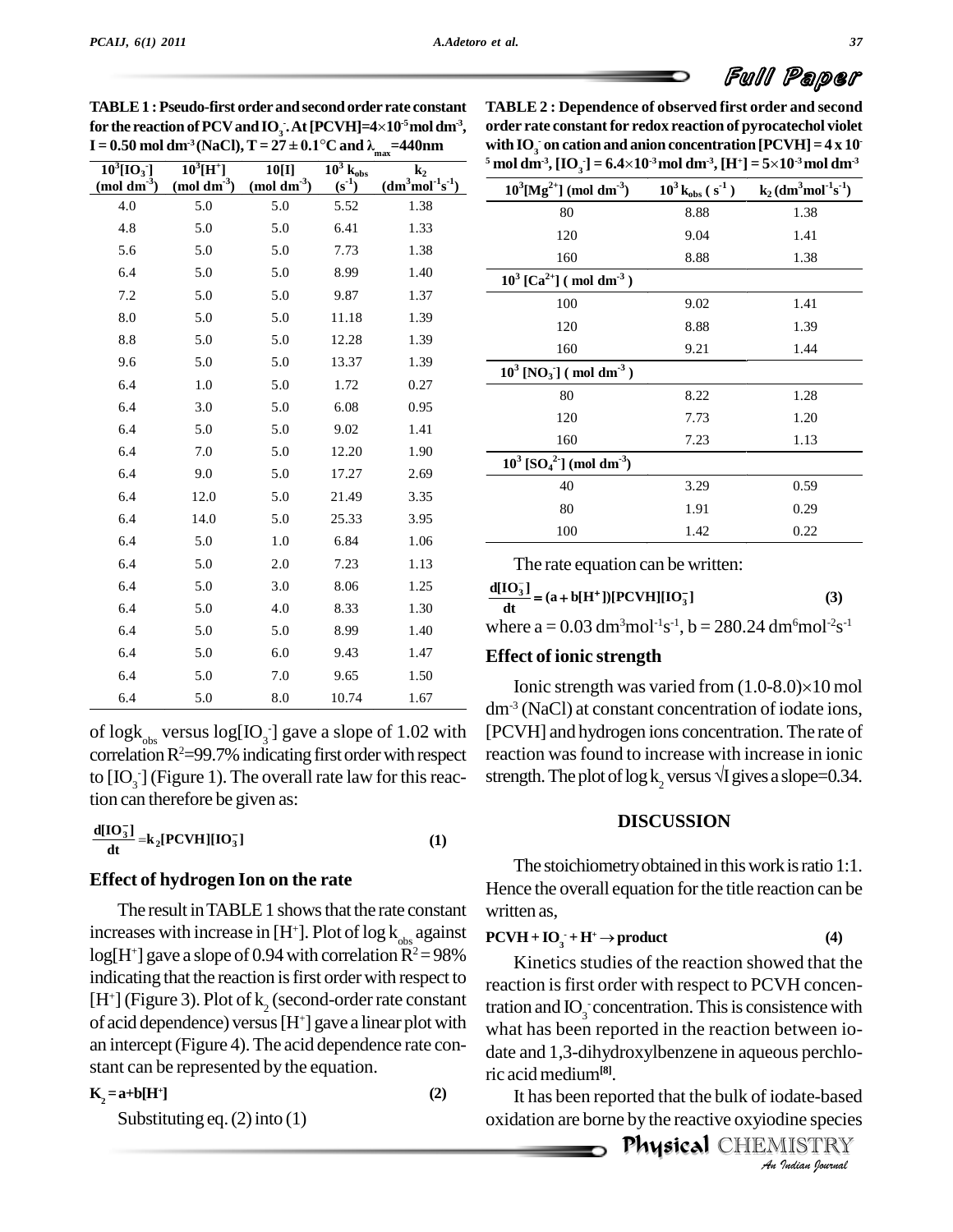**TABLE 1 : Pseudo-first order and second order rate constant for the reaction of PCV and $IO_3^-$. At [PCVH]=$4\times10^{-5}$ mol dm$^{-3}$, I = 0.50 mol dm$^{-3}$ (NaCl), T = 27 ± 0.1°C and $\lambda_{max}$=440nm**

| $10^3[IO_3^-]$ (mol dm$^{-3}$) | $10^3[H^+]$ (mol dm$^{-3}$) | 10[I] (mol dm$^{-3}$) | $10^3$ $k_{obs}$ ($s^{-1}$) | $k_2$ (dm$^3$mol$^{-1}$s$^{-1}$) |
|---|---|---|---|---|
| 4.0 | 5.0 | 5.0 | 5.52 | 1.38 |
| 4.8 | 5.0 | 5.0 | 6.41 | 1.33 |
| 5.6 | 5.0 | 5.0 | 7.73 | 1.38 |
| 6.4 | 5.0 | 5.0 | 8.99 | 1.40 |
| 7.2 | 5.0 | 5.0 | 9.87 | 1.37 |
| 8.0 | 5.0 | 5.0 | 11.18 | 1.39 |
| 8.8 | 5.0 | 5.0 | 12.28 | 1.39 |
| 9.6 | 5.0 | 5.0 | 13.37 | 1.39 |
| 6.4 | 1.0 | 5.0 | 1.72 | 0.27 |
| 6.4 | 3.0 | 5.0 | 6.08 | 0.95 |
| 6.4 | 5.0 | 5.0 | 9.02 | 1.41 |
| 6.4 | 7.0 | 5.0 | 12.20 | 1.90 |
| 6.4 | 9.0 | 5.0 | 17.27 | 2.69 |
| 6.4 | 12.0 | 5.0 | 21.49 | 3.35 |
| 6.4 | 14.0 | 5.0 | 25.33 | 3.95 |
| 6.4 | 5.0 | 1.0 | 6.84 | 1.06 |
| 6.4 | 5.0 | 2.0 | 7.23 | 1.13 |
| 6.4 | 5.0 | 3.0 | 8.06 | 1.25 |
| 6.4 | 5.0 | 4.0 | 8.33 | 1.30 |
| 6.4 | 5.0 | 5.0 | 8.99 | 1.40 |
| 6.4 | 5.0 | 6.0 | 9.43 | 1.47 |
| 6.4 | 5.0 | 7.0 | 9.65 | 1.50 |
| 6.4 | 5.0 | 8.0 | 10.74 | 1.67 |

of $\log k_{obs}$ versus $\log[IO_3^-]$ gave a slope of 1.02 with correlation $R^2$=99.7% indicating first order with respect to $[IO_3^-]$ (Figure 1). The overall rate law for this reaction can therefore be given as:

$$\frac{d[IO_3^-]}{dt} = k_2[PCVH][IO_3^-] \qquad (1)$$

### Effect of hydrogen Ion on the rate

The result in TABLE 1 shows that the rate constant increases with increase in $[H^+]$. Plot of $\log k_{obs}$ against $\log[H^+]$ gave a slope of 0.94 with correlation $R^2$ = 98% indicating that the reaction is first order with respect to $[H^+]$ (Figure 3). Plot of $k_2$ (second-order rate constant of acid dependence) versus $[H^+]$ gave a linear plot with an intercept (Figure 4). The acid dependence rate constant can be represented by the equation.

$$K_2 = a + b[H^+] \qquad (2)$$

Substituting eq. (2) into (1)

**TABLE 2 : Dependence of observed first order and second order rate constant for redox reaction of pyrocatechol violet with $IO_3^-$ on cation and anion concentration [PCVH] = $4\times10^{-5}$ mol dm$^{-3}$, $[IO_3^-]$ = $6.4\times10^{-3}$ mol dm$^{-3}$, $[H^+]$ = $5\times10^{-3}$ mol dm$^{-3}$**

| $10^3[Mg^{2+}]$ (mol dm$^{-3}$) | $10^3$ $k_{obs}$ ($s^{-1}$) | $k_2$ (dm$^3$mol$^{-1}$s$^{-1}$) |
|---|---|---|
| 80 | 8.88 | 1.38 |
| 120 | 9.04 | 1.41 |
| 160 | 8.88 | 1.38 |
| $10^3$ $[Ca^{2+}]$ ( mol dm$^{-3}$ ) | | |
| 100 | 9.02 | 1.41 |
| 120 | 8.88 | 1.39 |
| 160 | 9.21 | 1.44 |
| $10^3$ $[NO_3^-]$ ( mol dm$^{-3}$ ) | | |
| 80 | 8.22 | 1.28 |
| 120 | 7.73 | 1.20 |
| 160 | 7.23 | 1.13 |
| $10^3$ $[SO_4^{2-}]$ (mol dm$^{-3}$) | | |
| 40 | 3.29 | 0.59 |
| 80 | 1.91 | 0.29 |
| 100 | 1.42 | 0.22 |

The rate equation can be written:

$$\frac{d[IO_3^-]}{dt} = (a + b[H^+])[PCVH][IO_3^-] \qquad (3)$$

where a = 0.03 dm$^3$mol$^{-1}$s$^{-1}$, b = 280.24 dm$^6$mol$^{-2}$s$^{-1}$

### Effect of ionic strength

Ionic strength was varied from (1.0-8.0)×10 mol dm$^{-3}$ (NaCl) at constant concentration of iodate ions, [PCVH] and hydrogen ions concentration. The rate of reaction was found to increase with increase in ionic strength. The plot of $\log k_2$ versus $\sqrt{I}$ gives a slope=0.34.

## DISCUSSION

The stoichiometry obtained in this work is ratio 1:1. Hence the overall equation for the title reaction can be written as,

$$PCVH + IO_3^- + H^+ \rightarrow product \qquad (4)$$

Kinetics studies of the reaction showed that the reaction is first order with respect to PCVH concentration and $IO_3^-$ concentration. This is consistence with what has been reported in the reaction between iodate and 1,3-dihydroxylbenzene in aqueous perchloric acid medium[8].

It has been reported that the bulk of iodate-based oxidation are borne by the reactive oxyiodine species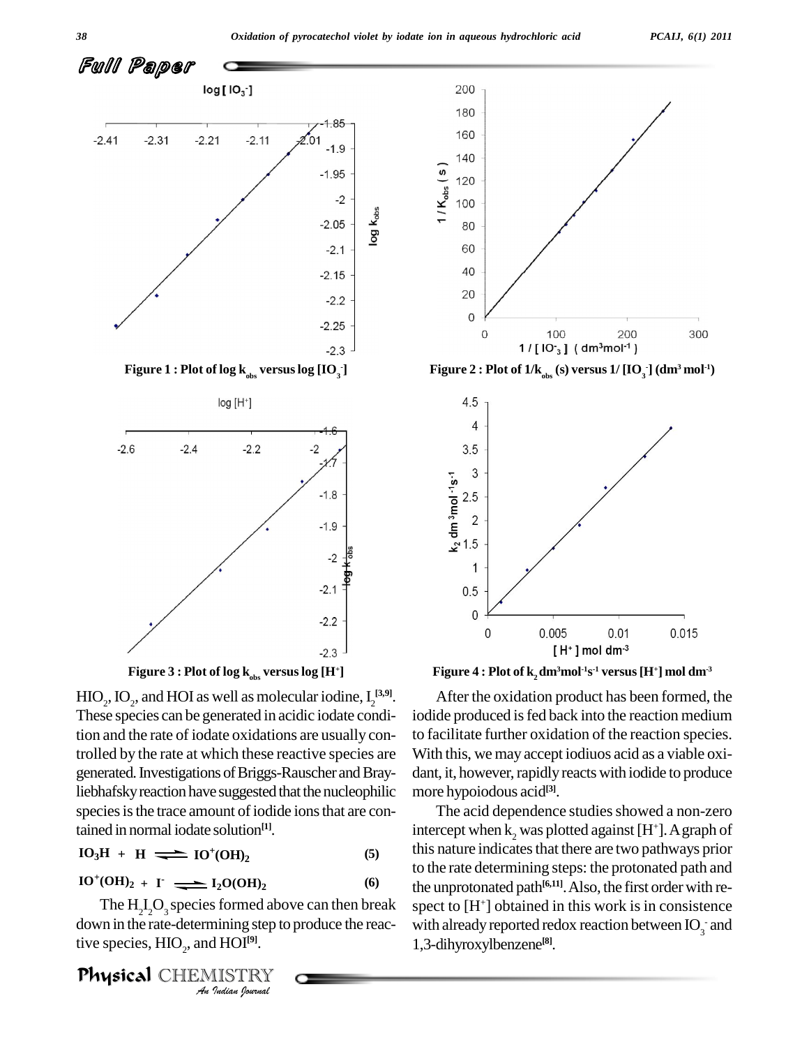Figure 1 : Plot of log $k_{obs}$ versus log $[IO_3^-]$

Figure 2 : Plot of $1/k_{obs}$ (s) versus $1/[IO_3^-]$ ($dm^3\ mol^{-1}$)

Figure 3 : Plot of log $k_{obs}$ versus log $[H^+]$

Figure 4 : Plot of $k_2\ dm^3mol^{-1}s^{-1}$ versus $[H^+]$ mol $dm^{-3}$

$HIO_2$, $IO_2$, and HOI as well as molecular iodine, $I_2$[3,9]. These species can be generated in acidic iodate condition and the rate of iodate oxidations are usually controlled by the rate at which these reactive species are generated. Investigations of Briggs-Rauscher and Bray-liebhafsky reaction have suggested that the nucleophilic species is the trace amount of iodide ions that are contained in normal iodate solution[1].

$$IO_3H + H \rightleftharpoons IO^+(OH)_2 \qquad (5)$$

$$IO^+(OH)_2 + I^- \rightleftharpoons I_2O(OH)_2 \qquad (6)$$

The $H_2I_2O_3$ species formed above can then break down in the rate-determining step to produce the reactive species, $HIO_2$, and HOI[9].

After the oxidation product has been formed, the iodide produced is fed back into the reaction medium to facilitate further oxidation of the reaction species. With this, we may accept iodiuos acid as a viable oxidant, it, however, rapidly reacts with iodide to produce more hypoiodous acid[3].

The acid dependence studies showed a non-zero intercept when $k_2$ was plotted against $[H^+]$. A graph of this nature indicates that there are two pathways prior to the rate determining steps: the protonated path and the unprotonated path[6,11]. Also, the first order with respect to $[H^+]$ obtained in this work is in consistence with already reported redox reaction between $IO_3^-$ and 1,3-dihyroxylbenzene[8].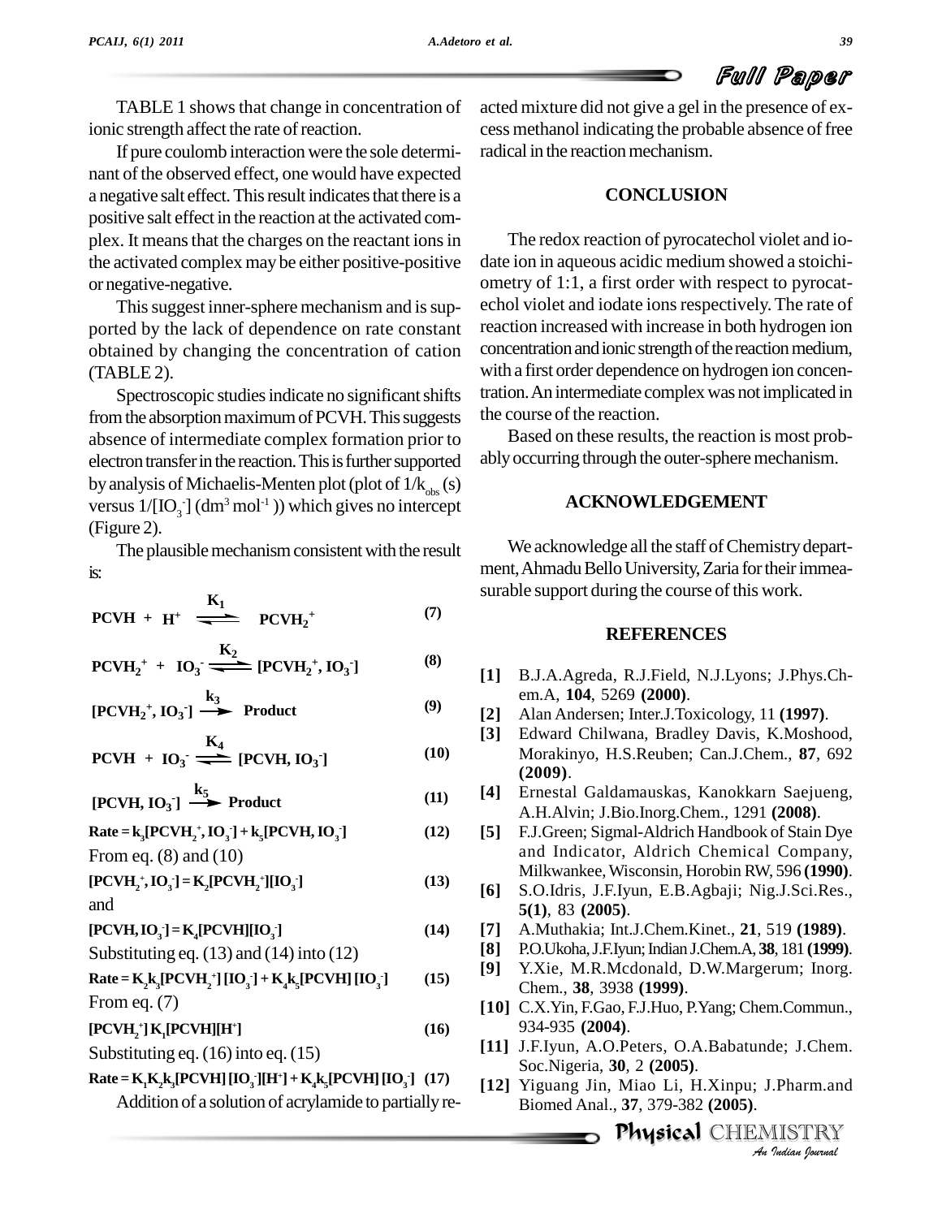TABLE 1 shows that change in concentration of ionic strength affect the rate of reaction.

If pure coulomb interaction were the sole determinant of the observed effect, one would have expected a negative salt effect. This result indicates that there is a positive salt effect in the reaction at the activated complex. It means that the charges on the reactant ions in the activated complex may be either positive-positive or negative-negative.

This suggest inner-sphere mechanism and is supported by the lack of dependence on rate constant obtained by changing the concentration of cation (TABLE 2).

Spectroscopic studies indicate no significant shifts from the absorption maximum of PCVH. This suggests absence of intermediate complex formation prior to electron transfer in the reaction. This is further supported by analysis of Michaelis-Menten plot (plot of $1/k_{obs}$ (s) versus $1/[IO_3^-]$ ($dm^3\,mol^{-1}$)) which gives no intercept (Figure 2).

The plausible mechanism consistent with the result is:

$$PCVH + H^+ \underset{}{\overset{K_1}{\rightleftharpoons}} PCVH_2^+ \quad (7)$$

$$PCVH_2^+ + IO_3^- \underset{}{\overset{K_2}{\rightleftharpoons}} [PCVH_2^+, IO_3^-] \quad (8)$$

$$[PCVH_2^+, IO_3^-] \xrightarrow{k_3} Product \quad (9)$$

$$PCVH + IO_3^- \underset{}{\overset{K_4}{\rightleftharpoons}} [PCVH, IO_3^-] \quad (10)$$

$$[PCVH, IO_3^-] \xrightarrow{k_5} Product \quad (11)$$

$$Rate = k_3[PCVH_2^+, IO_3^-] + k_5[PCVH, IO_3^-] \quad (12)$$

From eq. (8) and (10)

$$[PCVH_2^+, IO_3^-] = K_2[PCVH_2^+][IO_3^-] \quad (13)$$

and

$$[PCVH, IO_3^-] = K_4[PCVH][IO_3^-] \quad (14)$$

Substituting eq. (13) and (14) into (12)

$$Rate = K_2k_3[PCVH_2^+][IO_3^-] + K_4k_5[PCVH][IO_3^-] \quad (15)$$

From eq. (7)

$$[PCVH_2^+] K_1[PCVH][H^+] \quad (16)$$

Substituting eq. (16) into eq. (15)

$$Rate = K_1K_2k_3[PCVH][IO_3^-][H^+] + K_4k_5[PCVH][IO_3^-] \quad (17)$$

Addition of a solution of acrylamide to partially reacted mixture did not give a gel in the presence of excess methanol indicating the probable absence of free radical in the reaction mechanism.

## CONCLUSION

The redox reaction of pyrocatechol violet and iodate ion in aqueous acidic medium showed a stoichiometry of 1:1, a first order with respect to pyrocatechol violet and iodate ions respectively. The rate of reaction increased with increase in both hydrogen ion concentration and ionic strength of the reaction medium, with a first order dependence on hydrogen ion concentration. An intermediate complex was not implicated in the course of the reaction.

Based on these results, the reaction is most probably occurring through the outer-sphere mechanism.

## ACKNOWLEDGEMENT

We acknowledge all the staff of Chemistry department, Ahmadu Bello University, Zaria for their immeasurable support during the course of this work.

## REFERENCES

[1] B.J.A.Agreda, R.J.Field, N.J.Lyons; J.Phys.Chem.A, **104**, 5269 **(2000)**.

[2] Alan Andersen; Inter.J.Toxicology, 11 **(1997)**.

[3] Edward Chilwana, Bradley Davis, K.Moshood, Morakinyo, H.S.Reuben; Can.J.Chem., **87**, 692 **(2009)**.

[4] Ernestal Galdamauskas, Kanokkarn Saejueng, A.H.Alvin; J.Bio.Inorg.Chem., 1291 **(2008)**.

[5] F.J.Green; Sigmal-Aldrich Handbook of Stain Dye and Indicator, Aldrich Chemical Company, Milkwankee, Wisconsin, Horobin RW, 596 **(1990)**.

[6] S.O.Idris, J.F.Iyun, E.B.Agbaji; Nig.J.Sci.Res., **5(1)**, 83 **(2005)**.

[7] A.Muthakia; Int.J.Chem.Kinet., **21**, 519 **(1989)**.

[8] P.O.Ukoha, J.F.Iyun; Indian J.Chem.A, **38**, 181 **(1999)**.

[9] Y.Xie, M.R.Mcdonald, D.W.Margerum; Inorg. Chem., **38**, 3938 **(1999)**.

[10] C.X.Yin, F.Gao, F.J.Huo, P.Yang; Chem.Commun., 934-935 **(2004)**.

[11] J.F.Iyun, A.O.Peters, O.A.Babatunde; J.Chem. Soc.Nigeria, **30**, 2 **(2005)**.

[12] Yiguang Jin, Miao Li, H.Xinpu; J.Pharm.and Biomed Anal., **37**, 379-382 **(2005)**.